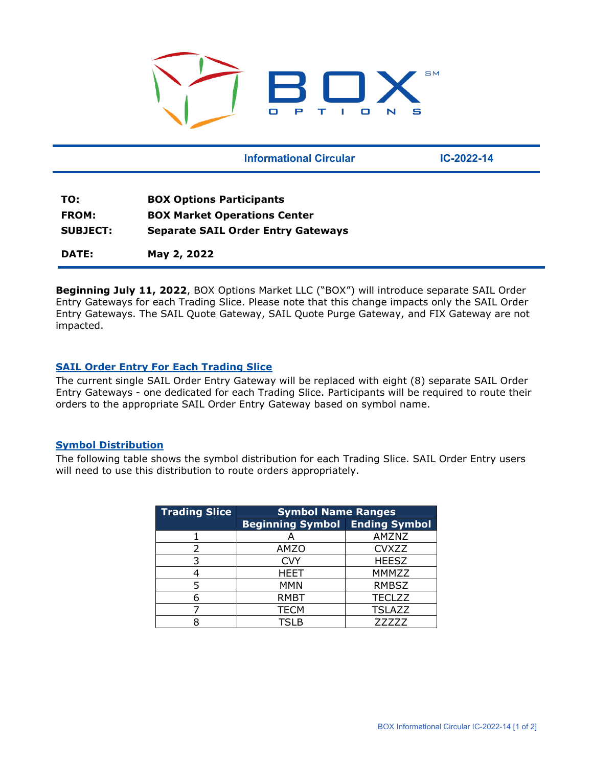BOX OPTIONS

**Informational Circular** **IC-2022-14**

| | |
|---|---|
| **TO:** | **BOX Options Participants** |
| **FROM:** | **BOX Market Operations Center** |
| **SUBJECT:** | **Separate SAIL Order Entry Gateways** |
| **DATE:** | **May 2, 2022** |

**Beginning July 11, 2022**, BOX Options Market LLC ("BOX") will introduce separate SAIL Order Entry Gateways for each Trading Slice. Please note that this change impacts only the SAIL Order Entry Gateways. The SAIL Quote Gateway, SAIL Quote Purge Gateway, and FIX Gateway are not impacted.

## SAIL Order Entry For Each Trading Slice

The current single SAIL Order Entry Gateway will be replaced with eight (8) separate SAIL Order Entry Gateways - one dedicated for each Trading Slice. Participants will be required to route their orders to the appropriate SAIL Order Entry Gateway based on symbol name.

## Symbol Distribution

The following table shows the symbol distribution for each Trading Slice. SAIL Order Entry users will need to use this distribution to route orders appropriately.

| Trading Slice | Symbol Name Ranges | |
|---|---|---|
| | Beginning Symbol | Ending Symbol |
| 1 | A | AMZNZ |
| 2 | AMZO | CVXZZ |
| 3 | CVY | HEESZ |
| 4 | HEET | MMMZZ |
| 5 | MMN | RMBSZ |
| 6 | RMBT | TECLZZ |
| 7 | TECM | TSLAZZ |
| 8 | TSLB | ZZZZZ |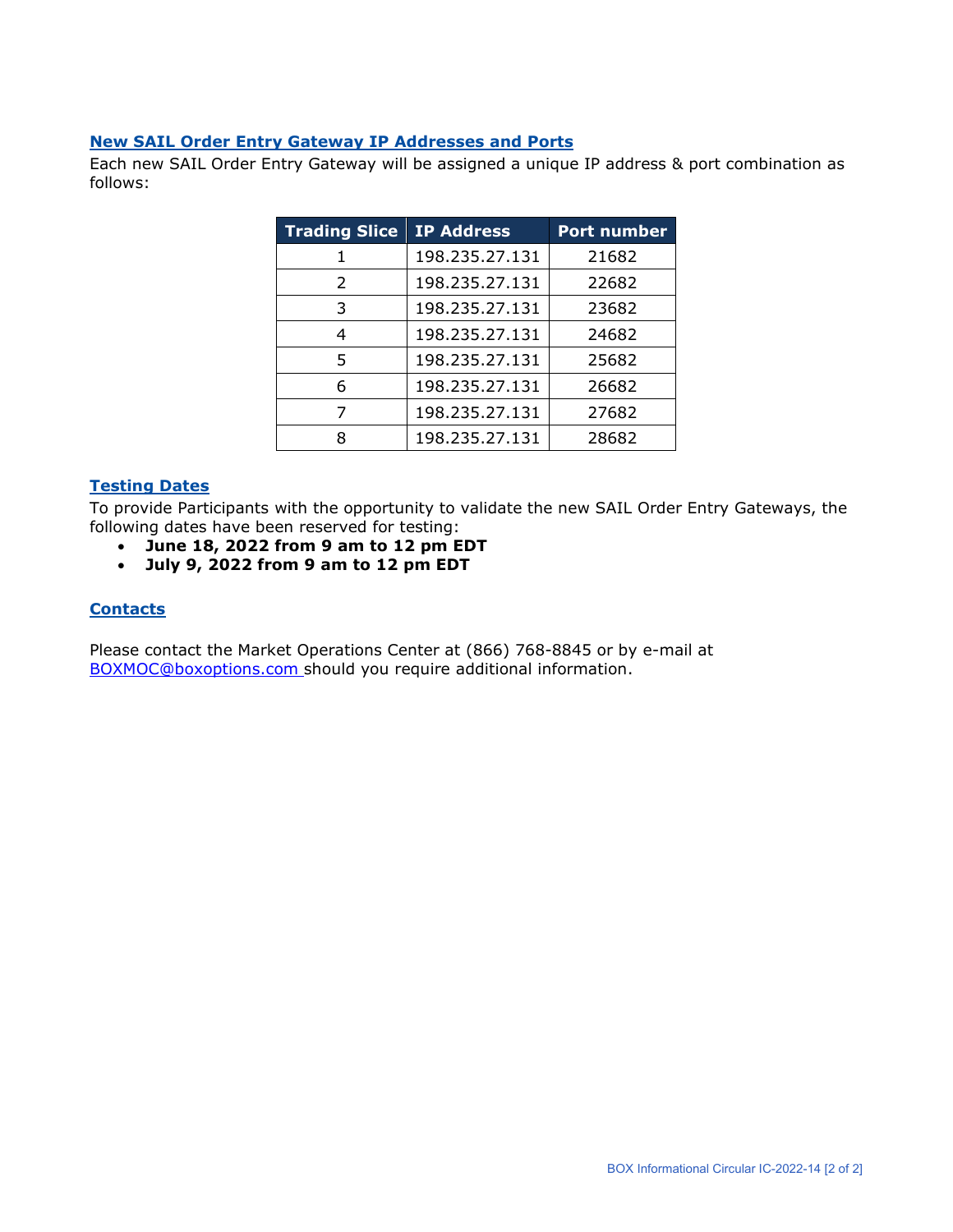## New SAIL Order Entry Gateway IP Addresses and Ports

Each new SAIL Order Entry Gateway will be assigned a unique IP address & port combination as follows:

| Trading Slice | IP Address | Port number |
|---|---|---|
| 1 | 198.235.27.131 | 21682 |
| 2 | 198.235.27.131 | 22682 |
| 3 | 198.235.27.131 | 23682 |
| 4 | 198.235.27.131 | 24682 |
| 5 | 198.235.27.131 | 25682 |
| 6 | 198.235.27.131 | 26682 |
| 7 | 198.235.27.131 | 27682 |
| 8 | 198.235.27.131 | 28682 |

## Testing Dates

To provide Participants with the opportunity to validate the new SAIL Order Entry Gateways, the following dates have been reserved for testing:

- **June 18, 2022 from 9 am to 12 pm EDT**
- **July 9, 2022 from 9 am to 12 pm EDT**

## Contacts

Please contact the Market Operations Center at (866) 768-8845 or by e-mail at BOXMOC@boxoptions.com should you require additional information.